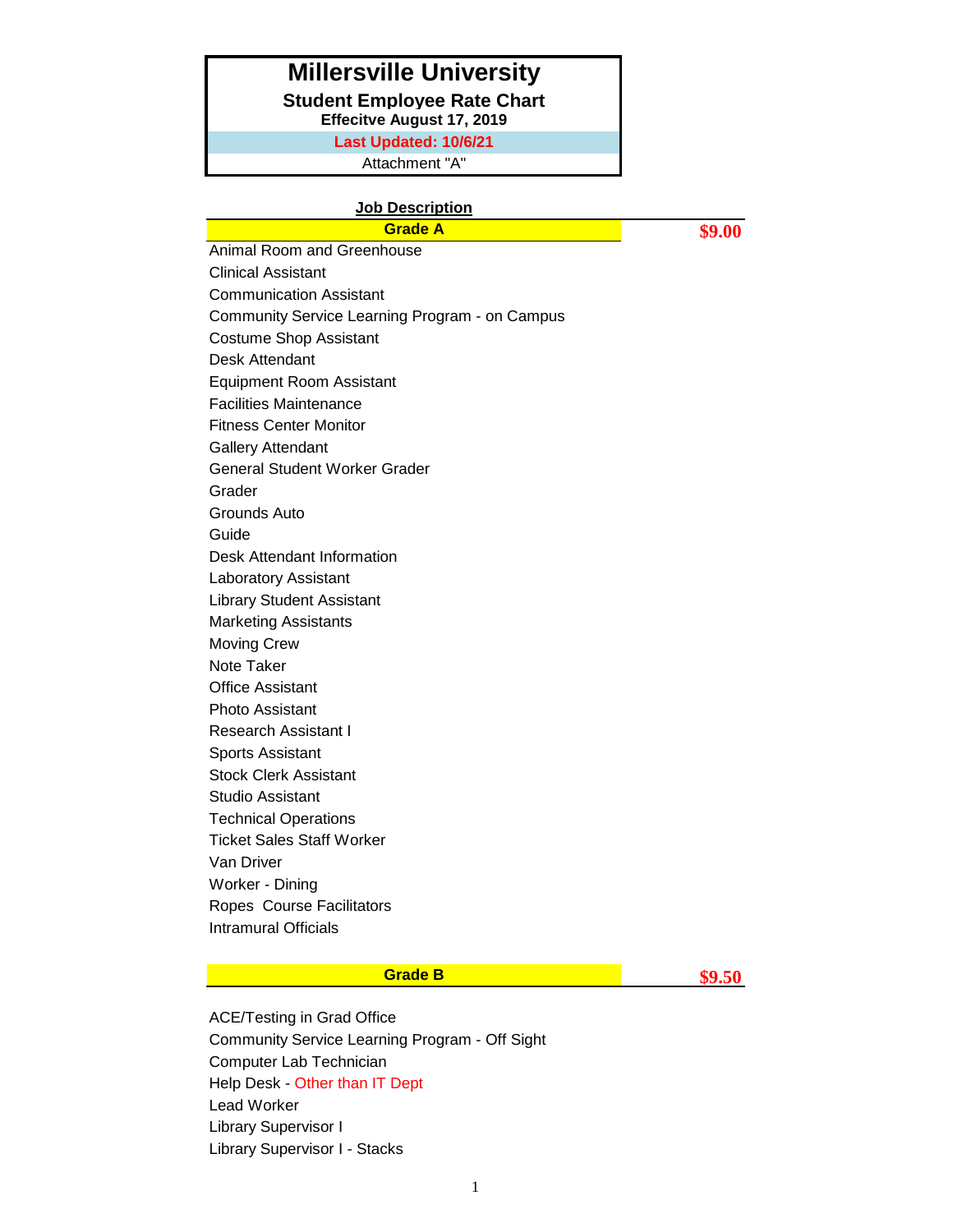# Millersville University

## Student Employee Rate Chart

**Effecitve August 17, 2019**

**Last Updated: 10/6/21**

Attachment "A"

**Job Description**

### Grade A — $9.00

Animal Room and Greenhouse
Clinical Assistant
Communication Assistant
Community Service Learning Program - on Campus
Costume Shop Assistant
Desk Attendant
Equipment Room Assistant
Facilities Maintenance
Fitness Center Monitor
Gallery Attendant
General Student Worker Grader
Grader
Grounds Auto
Guide
Desk Attendant Information
Laboratory Assistant
Library Student Assistant
Marketing Assistants
Moving Crew
Note Taker
Office Assistant
Photo Assistant
Research Assistant I
Sports Assistant
Stock Clerk Assistant
Studio Assistant
Technical Operations
Ticket Sales Staff Worker
Van Driver
Worker - Dining
Ropes Course Facilitators
Intramural Officials

### Grade B — $9.50

ACE/Testing in Grad Office
Community Service Learning Program - Off Sight
Computer Lab Technician
Help Desk - Other than IT Dept
Lead Worker
Library Supervisor I
Library Supervisor I - Stacks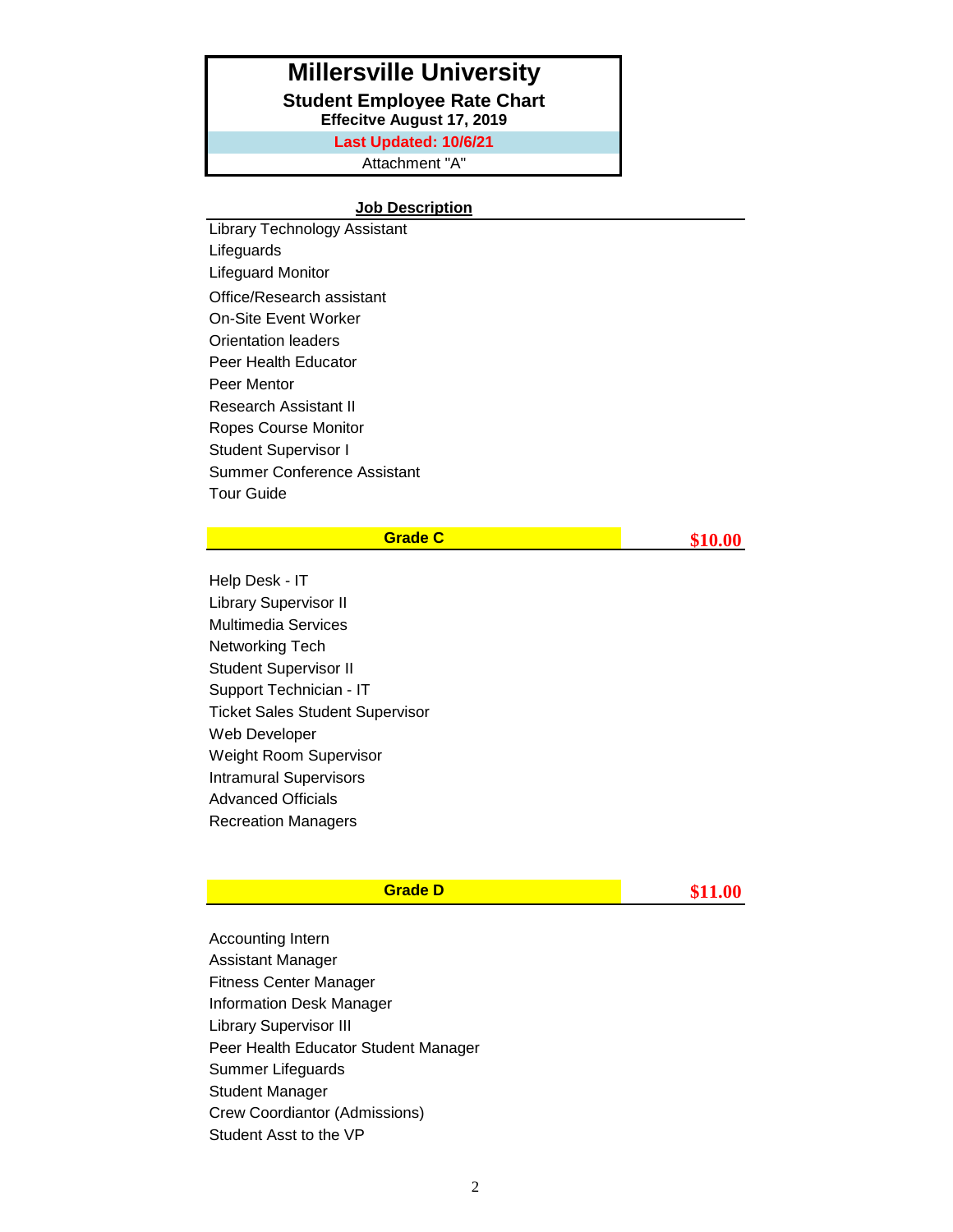# Millersville University

**Student Employee Rate Chart**

**Effecitve August 17, 2019**

**Last Updated: 10/6/21**

Attachment "A"

**Job Description**

Library Technology Assistant
Lifeguards
Lifeguard Monitor
Office/Research assistant
On-Site Event Worker
Orientation leaders
Peer Health Educator
Peer Mentor
Research Assistant II
Ropes Course Monitor
Student Supervisor I
Summer Conference Assistant
Tour Guide

| **Grade C** | **$10.00** |
|---|---|

Help Desk - IT
Library Supervisor II
Multimedia Services
Networking Tech
Student Supervisor II
Support Technician - IT
Ticket Sales Student Supervisor
Web Developer
Weight Room Supervisor
Intramural Supervisors
Advanced Officials
Recreation Managers

| **Grade D** | **$11.00** |
|---|---|

Accounting Intern
Assistant Manager
Fitness Center Manager
Information Desk Manager
Library Supervisor III
Peer Health Educator Student Manager
Summer Lifeguards
Student Manager
Crew Coordiantor (Admissions)
Student Asst to the VP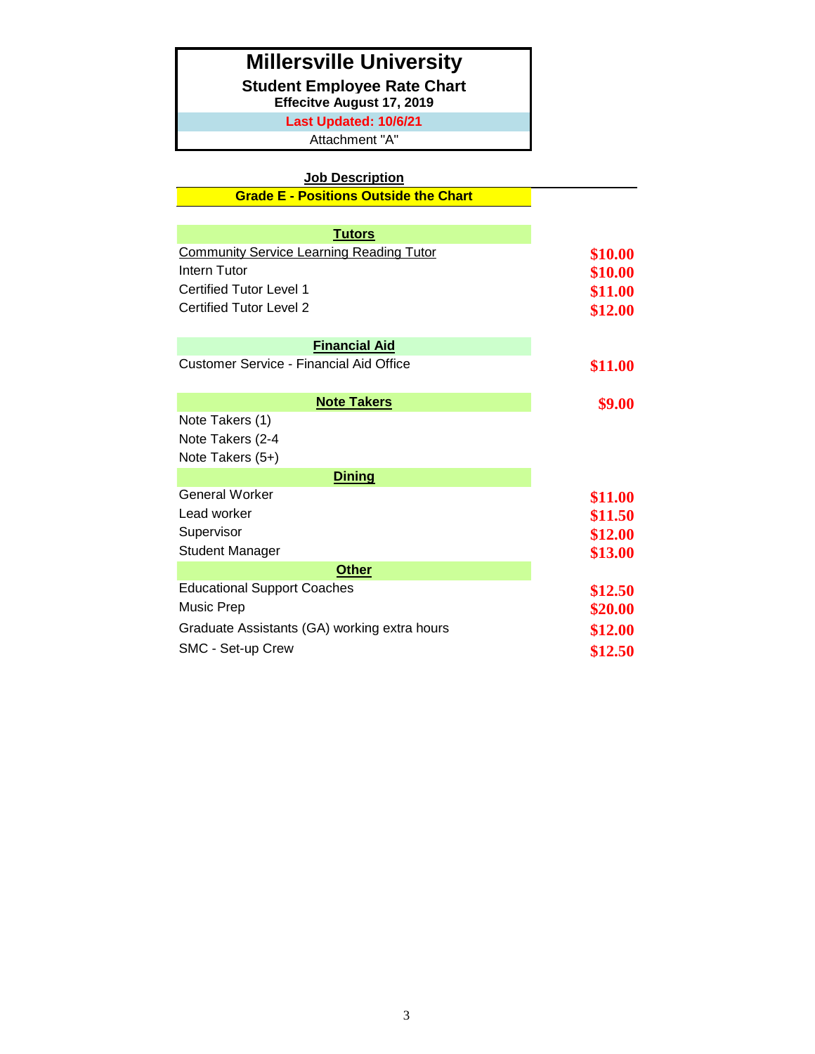# Millersville University

**Student Employee Rate Chart**

**Effecitve August 17, 2019**

**Last Updated: 10/6/21**

Attachment "A"

| Job Description | |
|---|---|
| **Grade E - Positions Outside the Chart** | |
| **Tutors** | |
| Community Service Learning Reading Tutor | $10.00 |
| Intern Tutor | $10.00 |
| Certified Tutor Level 1 | $11.00 |
| Certified Tutor Level 2 | $12.00 |
| **Financial Aid** | |
| Customer Service - Financial Aid Office | $11.00 |
| **Note Takers** | $9.00 |
| Note Takers (1) | |
| Note Takers (2-4 | |
| Note Takers (5+) | |
| **Dining** | |
| General Worker | $11.00 |
| Lead worker | $11.50 |
| Supervisor | $12.00 |
| Student Manager | $13.00 |
| **Other** | |
| Educational Support Coaches | $12.50 |
| Music Prep | $20.00 |
| Graduate Assistants (GA) working extra hours | $12.00 |
| SMC - Set-up Crew | $12.50 |